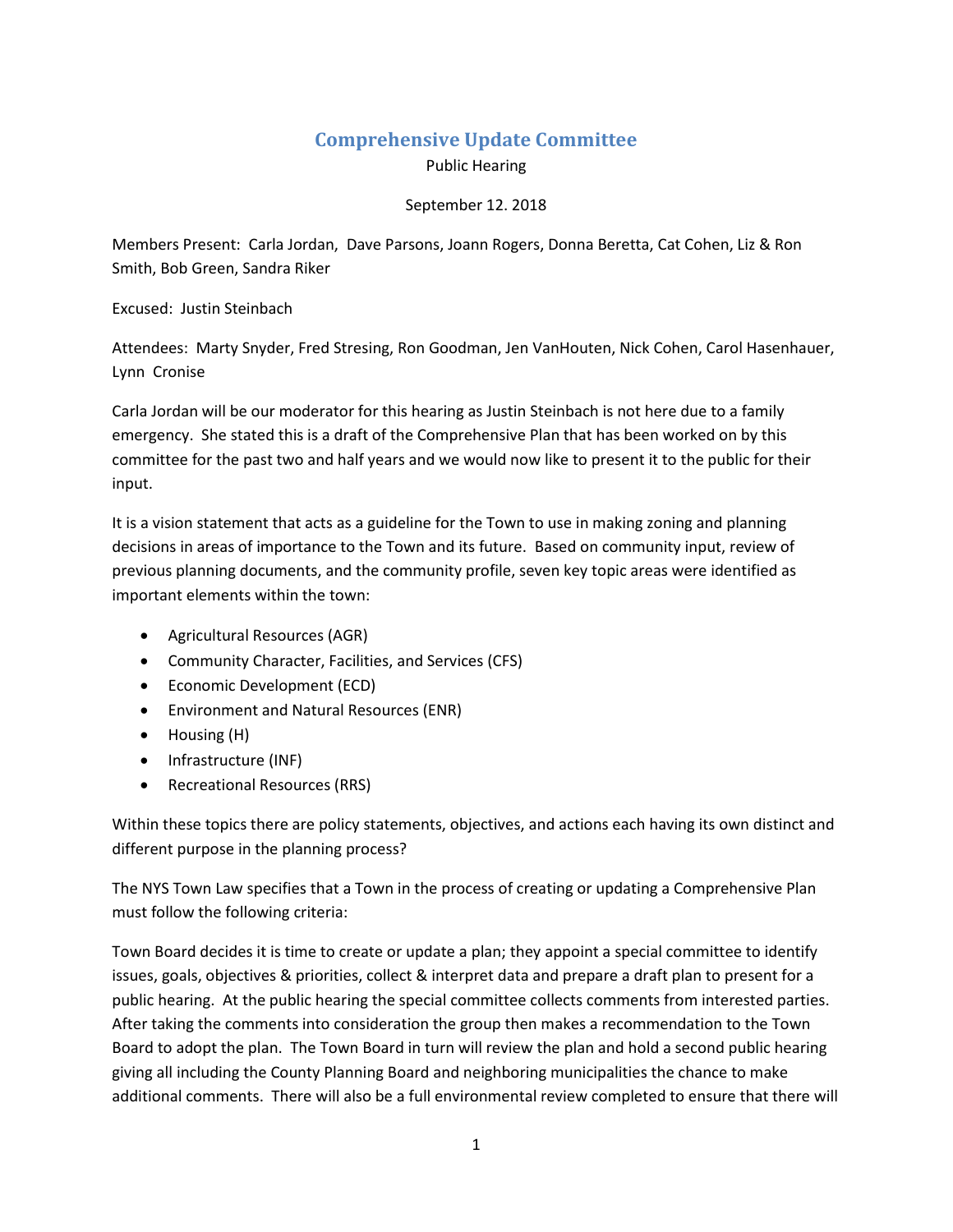# Comprehensive Update Committee

Public Hearing

September 12. 2018

Members Present: Carla Jordan, Dave Parsons, Joann Rogers, Donna Beretta, Cat Cohen, Liz & Ron Smith, Bob Green, Sandra Riker

Excused: Justin Steinbach

Attendees: Marty Snyder, Fred Stresing, Ron Goodman, Jen VanHouten, Nick Cohen, Carol Hasenhauer, Lynn Cronise

Carla Jordan will be our moderator for this hearing as Justin Steinbach is not here due to a family emergency. She stated this is a draft of the Comprehensive Plan that has been worked on by this committee for the past two and half years and we would now like to present it to the public for their input.

It is a vision statement that acts as a guideline for the Town to use in making zoning and planning decisions in areas of importance to the Town and its future. Based on community input, review of previous planning documents, and the community profile, seven key topic areas were identified as important elements within the town:

- Agricultural Resources (AGR)
- Community Character, Facilities, and Services (CFS)
- Economic Development (ECD)
- Environment and Natural Resources (ENR)
- Housing (H)
- Infrastructure (INF)
- Recreational Resources (RRS)

Within these topics there are policy statements, objectives, and actions each having its own distinct and different purpose in the planning process?

The NYS Town Law specifies that a Town in the process of creating or updating a Comprehensive Plan must follow the following criteria:

Town Board decides it is time to create or update a plan; they appoint a special committee to identify issues, goals, objectives & priorities, collect & interpret data and prepare a draft plan to present for a public hearing. At the public hearing the special committee collects comments from interested parties. After taking the comments into consideration the group then makes a recommendation to the Town Board to adopt the plan. The Town Board in turn will review the plan and hold a second public hearing giving all including the County Planning Board and neighboring municipalities the chance to make additional comments. There will also be a full environmental review completed to ensure that there will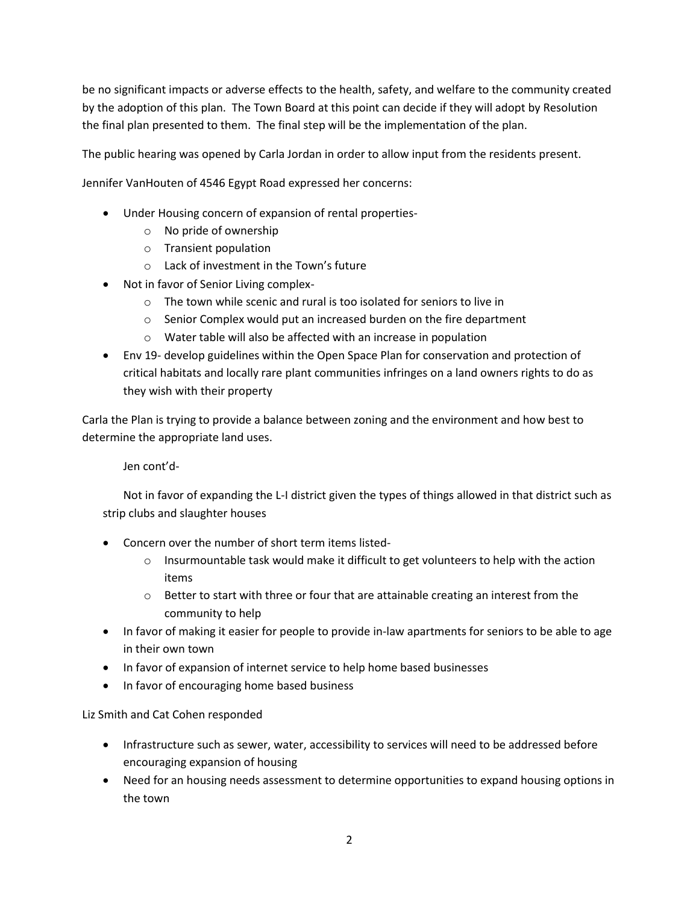be no significant impacts or adverse effects to the health, safety, and welfare to the community created by the adoption of this plan. The Town Board at this point can decide if they will adopt by Resolution the final plan presented to them. The final step will be the implementation of the plan.

The public hearing was opened by Carla Jordan in order to allow input from the residents present.

Jennifer VanHouten of 4546 Egypt Road expressed her concerns:

- Under Housing concern of expansion of rental properties-
  - No pride of ownership
  - Transient population
  - Lack of investment in the Town's future
- Not in favor of Senior Living complex-
  - The town while scenic and rural is too isolated for seniors to live in
  - Senior Complex would put an increased burden on the fire department
  - Water table will also be affected with an increase in population
- Env 19- develop guidelines within the Open Space Plan for conservation and protection of critical habitats and locally rare plant communities infringes on a land owners rights to do as they wish with their property

Carla the Plan is trying to provide a balance between zoning and the environment and how best to determine the appropriate land uses.

Jen cont'd-

Not in favor of expanding the L-I district given the types of things allowed in that district such as strip clubs and slaughter houses

- Concern over the number of short term items listed-
  - Insurmountable task would make it difficult to get volunteers to help with the action items
  - Better to start with three or four that are attainable creating an interest from the community to help
- In favor of making it easier for people to provide in-law apartments for seniors to be able to age in their own town
- In favor of expansion of internet service to help home based businesses
- In favor of encouraging home based business

Liz Smith and Cat Cohen responded

- Infrastructure such as sewer, water, accessibility to services will need to be addressed before encouraging expansion of housing
- Need for an housing needs assessment to determine opportunities to expand housing options in the town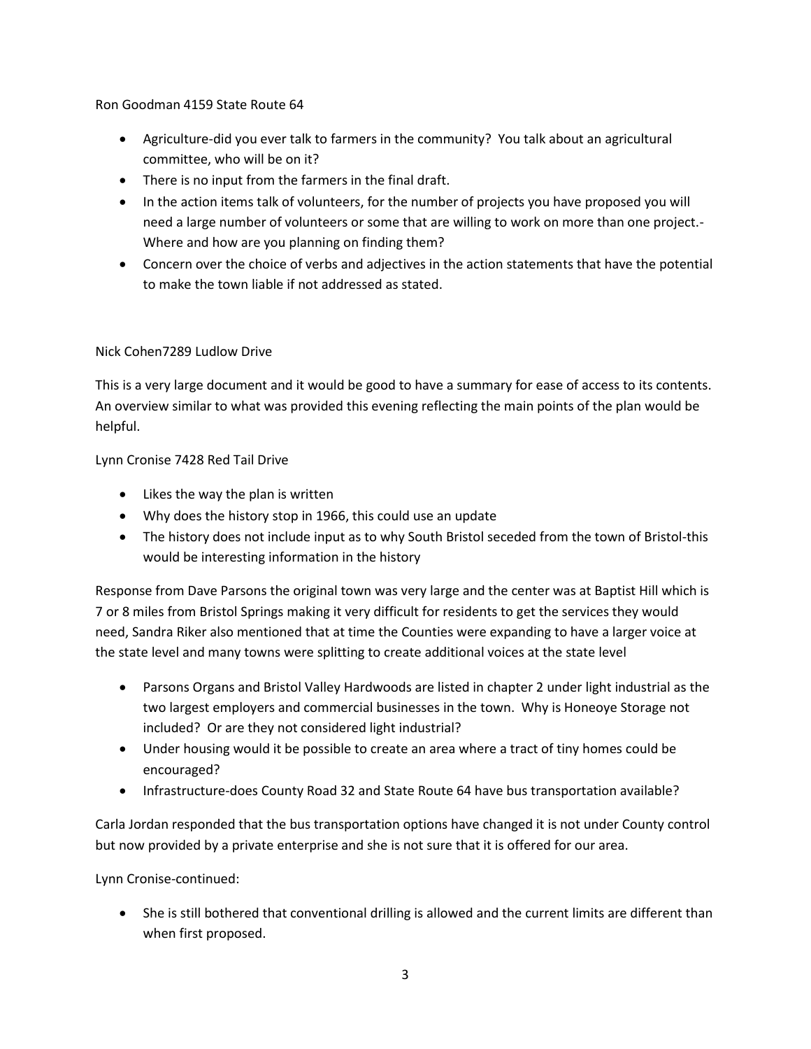Ron Goodman 4159 State Route 64

- Agriculture-did you ever talk to farmers in the community? You talk about an agricultural committee, who will be on it?
- There is no input from the farmers in the final draft.
- In the action items talk of volunteers, for the number of projects you have proposed you will need a large number of volunteers or some that are willing to work on more than one project.- Where and how are you planning on finding them?
- Concern over the choice of verbs and adjectives in the action statements that have the potential to make the town liable if not addressed as stated.

Nick Cohen7289 Ludlow Drive

This is a very large document and it would be good to have a summary for ease of access to its contents. An overview similar to what was provided this evening reflecting the main points of the plan would be helpful.

Lynn Cronise 7428 Red Tail Drive

- Likes the way the plan is written
- Why does the history stop in 1966, this could use an update
- The history does not include input as to why South Bristol seceded from the town of Bristol-this would be interesting information in the history

Response from Dave Parsons the original town was very large and the center was at Baptist Hill which is 7 or 8 miles from Bristol Springs making it very difficult for residents to get the services they would need, Sandra Riker also mentioned that at time the Counties were expanding to have a larger voice at the state level and many towns were splitting to create additional voices at the state level

- Parsons Organs and Bristol Valley Hardwoods are listed in chapter 2 under light industrial as the two largest employers and commercial businesses in the town. Why is Honeoye Storage not included? Or are they not considered light industrial?
- Under housing would it be possible to create an area where a tract of tiny homes could be encouraged?
- Infrastructure-does County Road 32 and State Route 64 have bus transportation available?

Carla Jordan responded that the bus transportation options have changed it is not under County control but now provided by a private enterprise and she is not sure that it is offered for our area.

Lynn Cronise-continued:

- She is still bothered that conventional drilling is allowed and the current limits are different than when first proposed.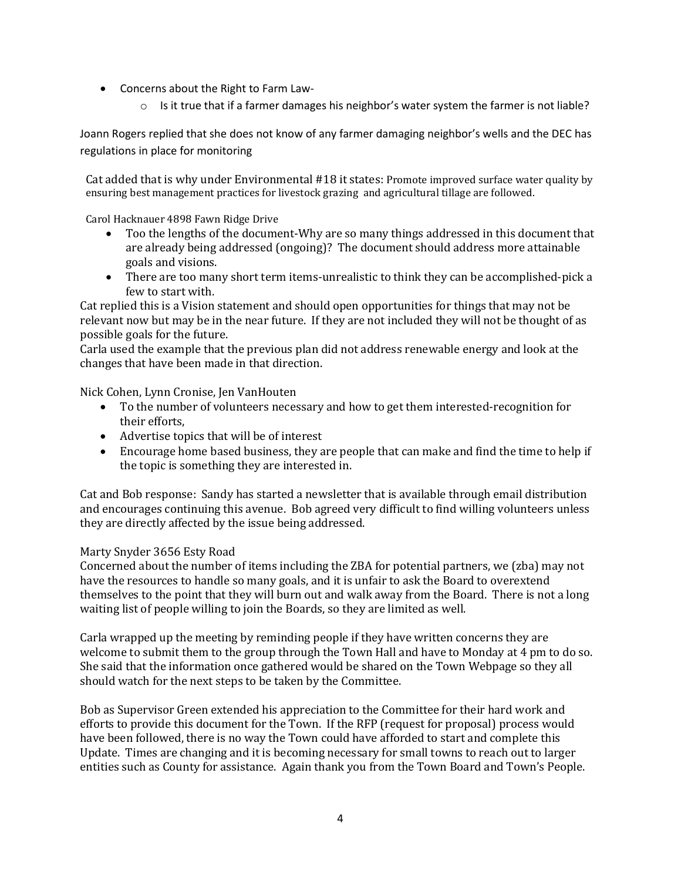- Concerns about the Right to Farm Law-
    - Is it true that if a farmer damages his neighbor's water system the farmer is not liable?

Joann Rogers replied that she does not know of any farmer damaging neighbor's wells and the DEC has regulations in place for monitoring

Cat added that is why under Environmental #18 it states: Promote improved surface water quality by ensuring best management practices for livestock grazing and agricultural tillage are followed.

Carol Hacknauer 4898 Fawn Ridge Drive

- Too the lengths of the document-Why are so many things addressed in this document that are already being addressed (ongoing)? The document should address more attainable goals and visions.
- There are too many short term items-unrealistic to think they can be accomplished-pick a few to start with.

Cat replied this is a Vision statement and should open opportunities for things that may not be relevant now but may be in the near future. If they are not included they will not be thought of as possible goals for the future.
Carla used the example that the previous plan did not address renewable energy and look at the changes that have been made in that direction.

Nick Cohen, Lynn Cronise, Jen VanHouten

- To the number of volunteers necessary and how to get them interested-recognition for their efforts,
- Advertise topics that will be of interest
- Encourage home based business, they are people that can make and find the time to help if the topic is something they are interested in.

Cat and Bob response: Sandy has started a newsletter that is available through email distribution and encourages continuing this avenue. Bob agreed very difficult to find willing volunteers unless they are directly affected by the issue being addressed.

Marty Snyder 3656 Esty Road
Concerned about the number of items including the ZBA for potential partners, we (zba) may not have the resources to handle so many goals, and it is unfair to ask the Board to overextend themselves to the point that they will burn out and walk away from the Board. There is not a long waiting list of people willing to join the Boards, so they are limited as well.

Carla wrapped up the meeting by reminding people if they have written concerns they are welcome to submit them to the group through the Town Hall and have to Monday at 4 pm to do so. She said that the information once gathered would be shared on the Town Webpage so they all should watch for the next steps to be taken by the Committee.

Bob as Supervisor Green extended his appreciation to the Committee for their hard work and efforts to provide this document for the Town. If the RFP (request for proposal) process would have been followed, there is no way the Town could have afforded to start and complete this Update. Times are changing and it is becoming necessary for small towns to reach out to larger entities such as County for assistance. Again thank you from the Town Board and Town's People.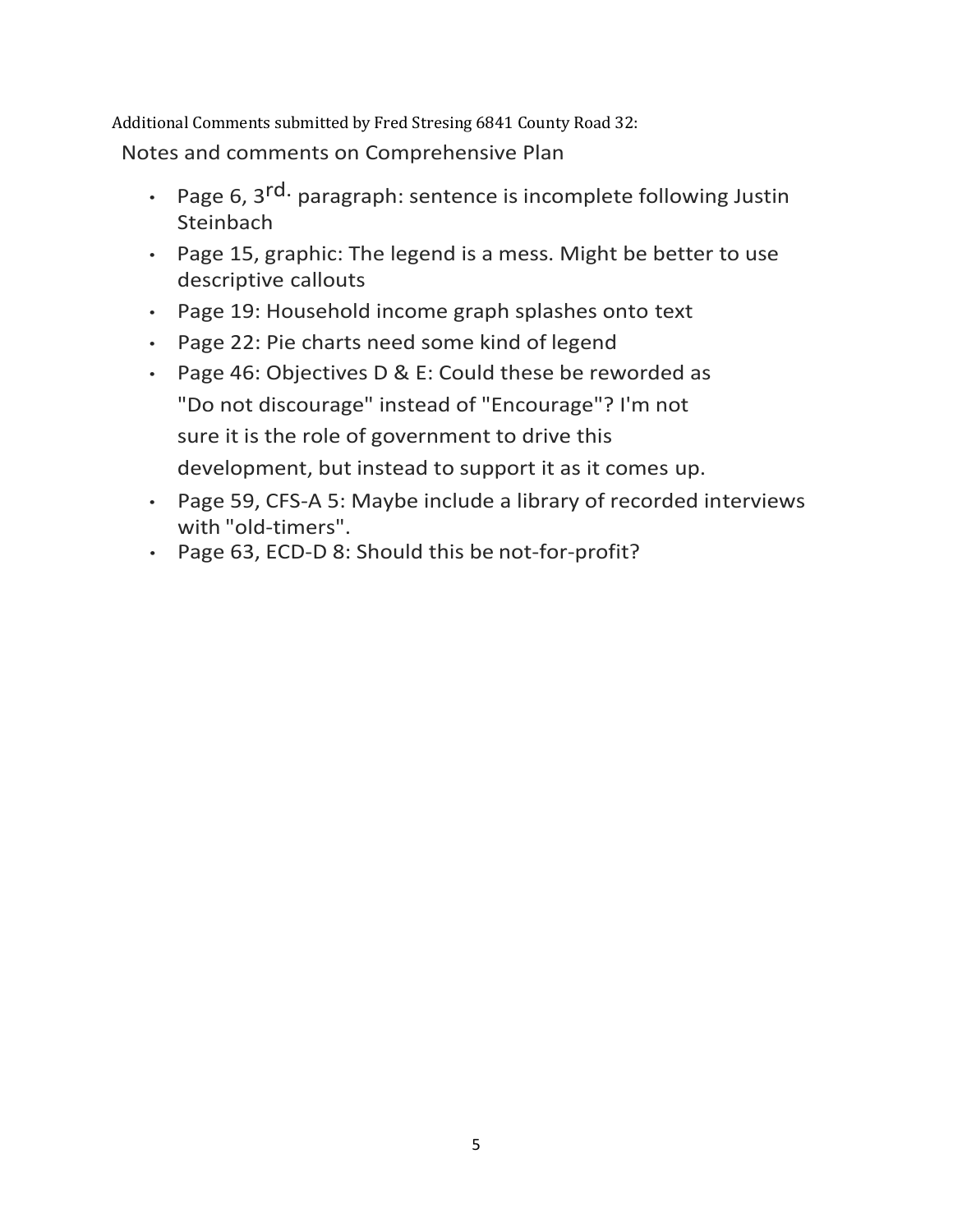Additional Comments submitted by Fred Stresing 6841 County Road 32:

Notes and comments on Comprehensive Plan

- Page 6, 3rd. paragraph: sentence is incomplete following Justin Steinbach
- Page 15, graphic: The legend is a mess. Might be better to use descriptive callouts
- Page 19: Household income graph splashes onto text
- Page 22: Pie charts need some kind of legend
- Page 46: Objectives D & E: Could these be reworded as "Do not discourage" instead of "Encourage"? I'm not sure it is the role of government to drive this development, but instead to support it as it comes up.
- Page 59, CFS-A 5: Maybe include a library of recorded interviews with "old-timers".
- Page 63, ECD-D 8: Should this be not-for-profit?